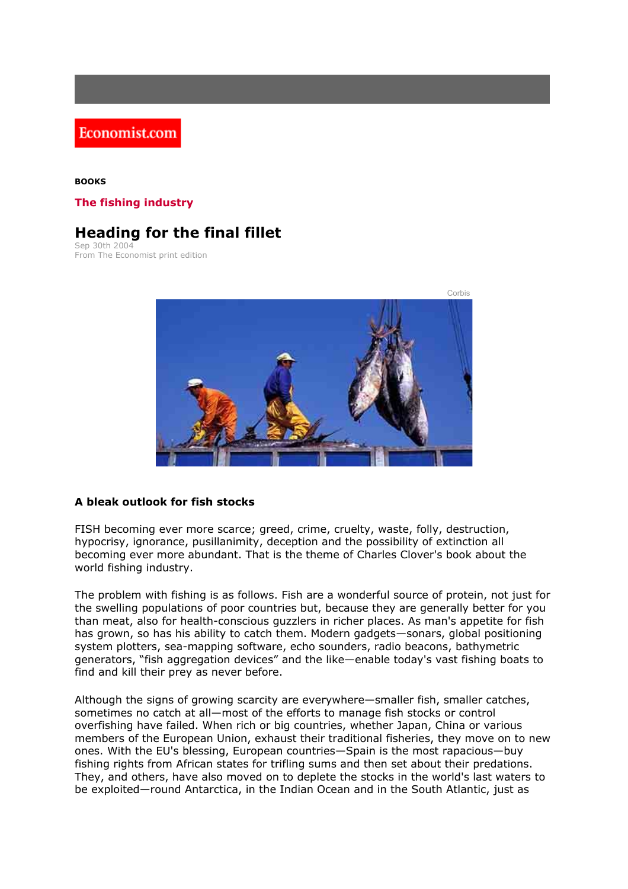Economist.com

**BOOKS**

**The fishing industry**

# Heading for the final fillet

Sep 30th 2004
From The Economist print edition

Corbis

**A bleak outlook for fish stocks**

FISH becoming ever more scarce; greed, crime, cruelty, waste, folly, destruction, hypocrisy, ignorance, pusillanimity, deception and the possibility of extinction all becoming ever more abundant. That is the theme of Charles Clover's book about the world fishing industry.

The problem with fishing is as follows. Fish are a wonderful source of protein, not just for the swelling populations of poor countries but, because they are generally better for you than meat, also for health-conscious guzzlers in richer places. As man's appetite for fish has grown, so has his ability to catch them. Modern gadgets—sonars, global positioning system plotters, sea-mapping software, echo sounders, radio beacons, bathymetric generators, "fish aggregation devices" and the like—enable today's vast fishing boats to find and kill their prey as never before.

Although the signs of growing scarcity are everywhere—smaller fish, smaller catches, sometimes no catch at all—most of the efforts to manage fish stocks or control overfishing have failed. When rich or big countries, whether Japan, China or various members of the European Union, exhaust their traditional fisheries, they move on to new ones. With the EU's blessing, European countries—Spain is the most rapacious—buy fishing rights from African states for trifling sums and then set about their predations. They, and others, have also moved on to deplete the stocks in the world's last waters to be exploited—round Antarctica, in the Indian Ocean and in the South Atlantic, just as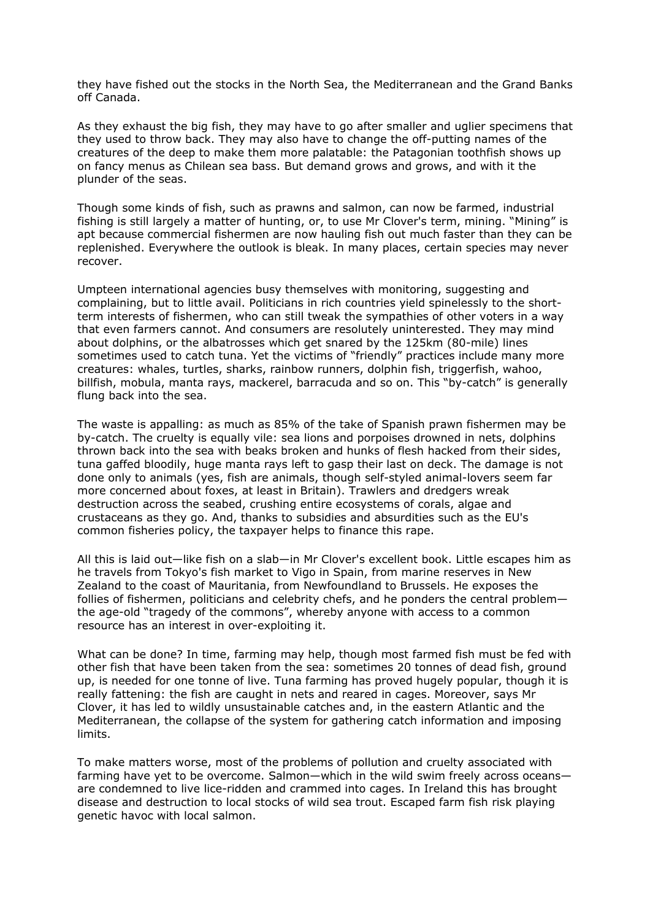they have fished out the stocks in the North Sea, the Mediterranean and the Grand Banks off Canada.

As they exhaust the big fish, they may have to go after smaller and uglier specimens that they used to throw back. They may also have to change the off-putting names of the creatures of the deep to make them more palatable: the Patagonian toothfish shows up on fancy menus as Chilean sea bass. But demand grows and grows, and with it the plunder of the seas.

Though some kinds of fish, such as prawns and salmon, can now be farmed, industrial fishing is still largely a matter of hunting, or, to use Mr Clover's term, mining. "Mining" is apt because commercial fishermen are now hauling fish out much faster than they can be replenished. Everywhere the outlook is bleak. In many places, certain species may never recover.

Umpteen international agencies busy themselves with monitoring, suggesting and complaining, but to little avail. Politicians in rich countries yield spinelessly to the short-term interests of fishermen, who can still tweak the sympathies of other voters in a way that even farmers cannot. And consumers are resolutely uninterested. They may mind about dolphins, or the albatrosses which get snared by the 125km (80-mile) lines sometimes used to catch tuna. Yet the victims of "friendly" practices include many more creatures: whales, turtles, sharks, rainbow runners, dolphin fish, triggerfish, wahoo, billfish, mobula, manta rays, mackerel, barracuda and so on. This "by-catch" is generally flung back into the sea.

The waste is appalling: as much as 85% of the take of Spanish prawn fishermen may be by-catch. The cruelty is equally vile: sea lions and porpoises drowned in nets, dolphins thrown back into the sea with beaks broken and hunks of flesh hacked from their sides, tuna gaffed bloodily, huge manta rays left to gasp their last on deck. The damage is not done only to animals (yes, fish are animals, though self-styled animal-lovers seem far more concerned about foxes, at least in Britain). Trawlers and dredgers wreak destruction across the seabed, crushing entire ecosystems of corals, algae and crustaceans as they go. And, thanks to subsidies and absurdities such as the EU's common fisheries policy, the taxpayer helps to finance this rape.

All this is laid out—like fish on a slab—in Mr Clover's excellent book. Little escapes him as he travels from Tokyo's fish market to Vigo in Spain, from marine reserves in New Zealand to the coast of Mauritania, from Newfoundland to Brussels. He exposes the follies of fishermen, politicians and celebrity chefs, and he ponders the central problem—the age-old "tragedy of the commons", whereby anyone with access to a common resource has an interest in over-exploiting it.

What can be done? In time, farming may help, though most farmed fish must be fed with other fish that have been taken from the sea: sometimes 20 tonnes of dead fish, ground up, is needed for one tonne of live. Tuna farming has proved hugely popular, though it is really fattening: the fish are caught in nets and reared in cages. Moreover, says Mr Clover, it has led to wildly unsustainable catches and, in the eastern Atlantic and the Mediterranean, the collapse of the system for gathering catch information and imposing limits.

To make matters worse, most of the problems of pollution and cruelty associated with farming have yet to be overcome. Salmon—which in the wild swim freely across oceans—are condemned to live lice-ridden and crammed into cages. In Ireland this has brought disease and destruction to local stocks of wild sea trout. Escaped farm fish risk playing genetic havoc with local salmon.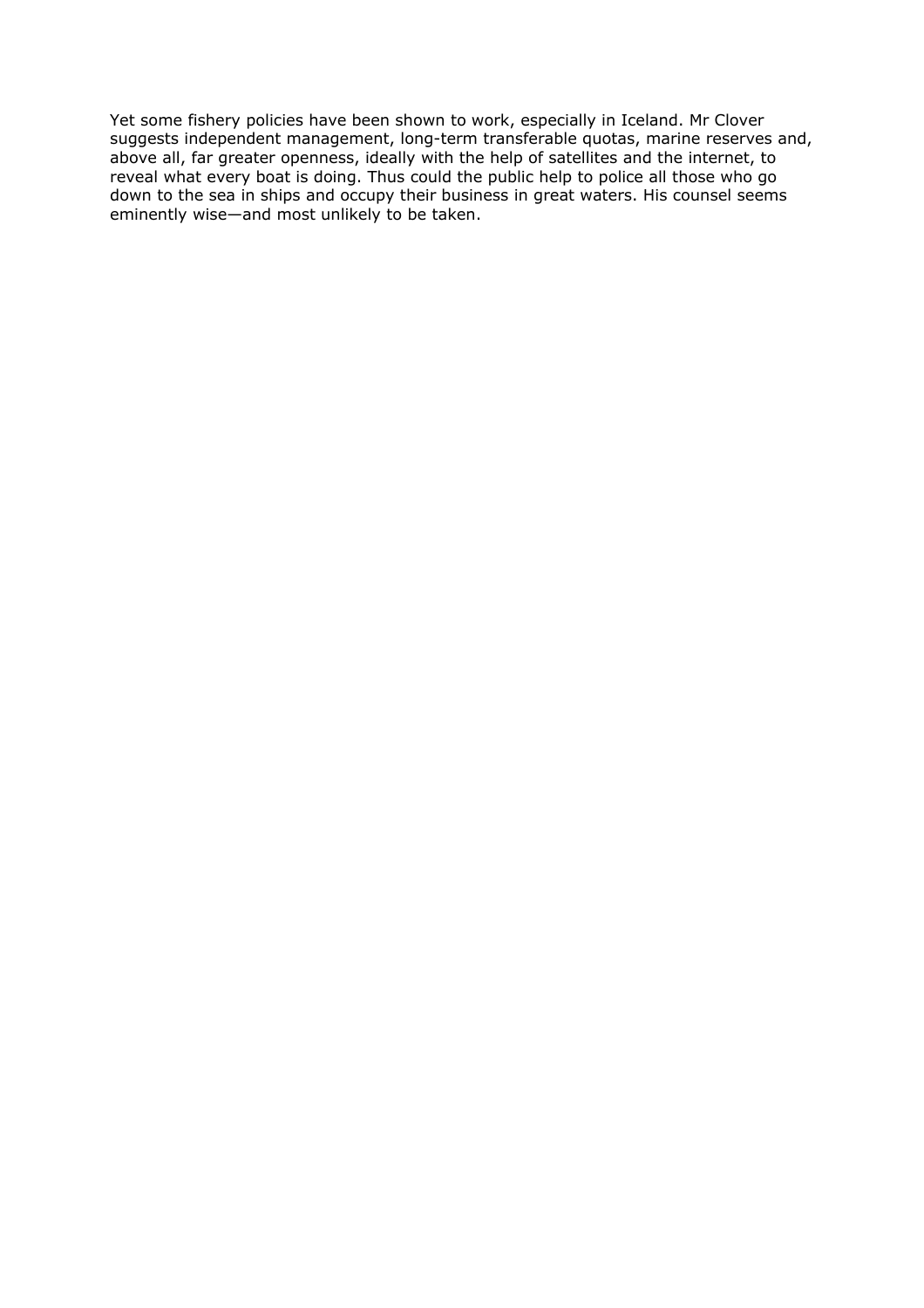Yet some fishery policies have been shown to work, especially in Iceland. Mr Clover suggests independent management, long-term transferable quotas, marine reserves and, above all, far greater openness, ideally with the help of satellites and the internet, to reveal what every boat is doing. Thus could the public help to police all those who go down to the sea in ships and occupy their business in great waters. His counsel seems eminently wise—and most unlikely to be taken.